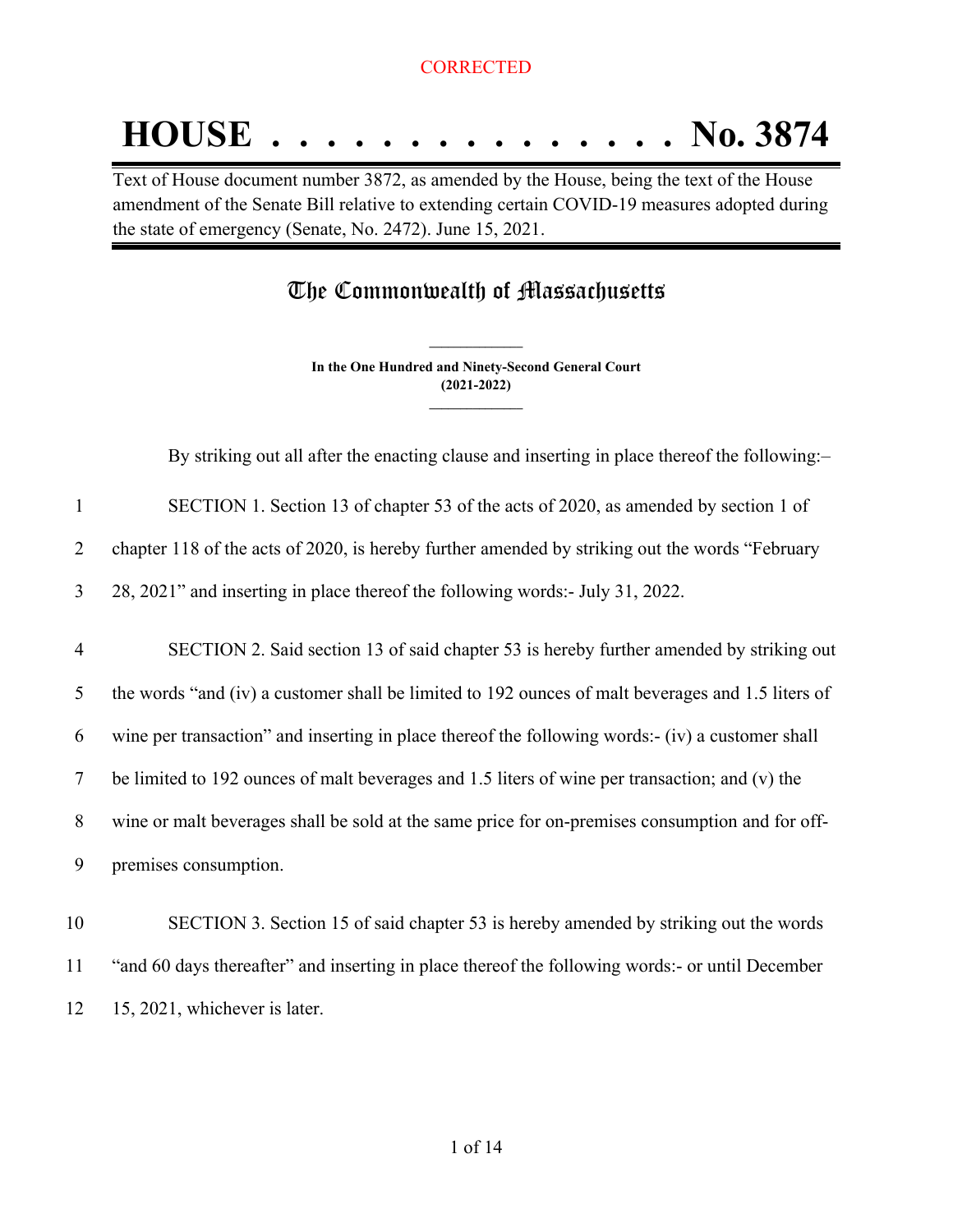CORRECTED

# HOUSE . . . . . . . . . . . . . . . No. 3874

Text of House document number 3872, as amended by the House, being the text of the House amendment of the Senate Bill relative to extending certain COVID-19 measures adopted during the state of emergency (Senate, No. 2472). June 15, 2021.

## The Commonwealth of Massachusetts

**In the One Hundred and Ninety-Second General Court**
**(2021-2022)**

By striking out all after the enacting clause and inserting in place thereof the following:–

SECTION 1. Section 13 of chapter 53 of the acts of 2020, as amended by section 1 of chapter 118 of the acts of 2020, is hereby further amended by striking out the words "February 28, 2021" and inserting in place thereof the following words:- July 31, 2022.

SECTION 2. Said section 13 of said chapter 53 is hereby further amended by striking out the words "and (iv) a customer shall be limited to 192 ounces of malt beverages and 1.5 liters of wine per transaction" and inserting in place thereof the following words:- (iv) a customer shall be limited to 192 ounces of malt beverages and 1.5 liters of wine per transaction; and (v) the wine or malt beverages shall be sold at the same price for on-premises consumption and for off-premises consumption.

SECTION 3. Section 15 of said chapter 53 is hereby amended by striking out the words "and 60 days thereafter" and inserting in place thereof the following words:- or until December 15, 2021, whichever is later.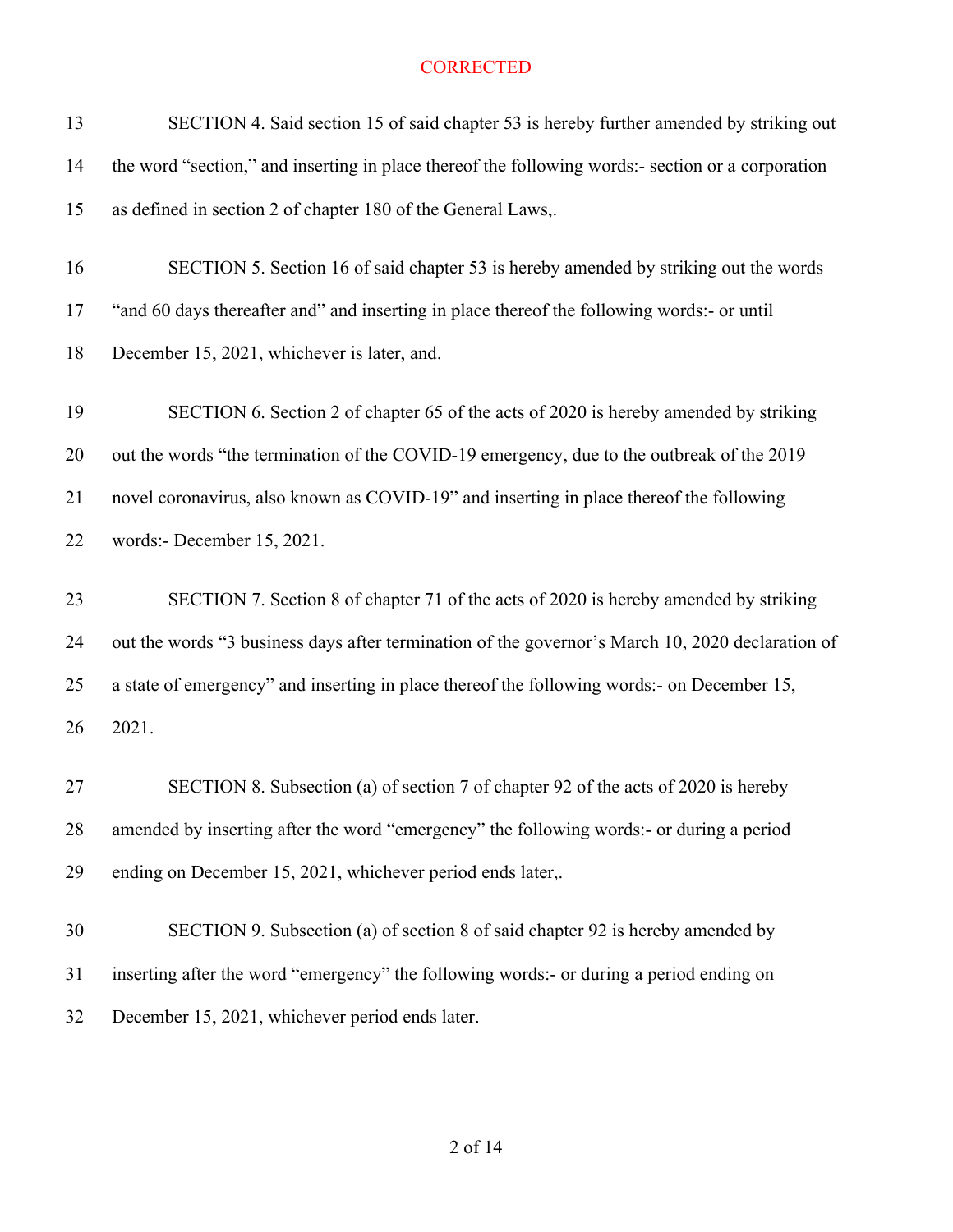CORRECTED

13 SECTION 4. Said section 15 of said chapter 53 is hereby further amended by striking out
14 the word "section," and inserting in place thereof the following words:- section or a corporation
15 as defined in section 2 of chapter 180 of the General Laws,.

16 SECTION 5. Section 16 of said chapter 53 is hereby amended by striking out the words
17 "and 60 days thereafter and" and inserting in place thereof the following words:- or until
18 December 15, 2021, whichever is later, and.

19 SECTION 6. Section 2 of chapter 65 of the acts of 2020 is hereby amended by striking
20 out the words "the termination of the COVID-19 emergency, due to the outbreak of the 2019
21 novel coronavirus, also known as COVID-19" and inserting in place thereof the following
22 words:- December 15, 2021.

23 SECTION 7. Section 8 of chapter 71 of the acts of 2020 is hereby amended by striking
24 out the words "3 business days after termination of the governor's March 10, 2020 declaration of
25 a state of emergency" and inserting in place thereof the following words:- on December 15,
26 2021.

27 SECTION 8. Subsection (a) of section 7 of chapter 92 of the acts of 2020 is hereby
28 amended by inserting after the word "emergency" the following words:- or during a period
29 ending on December 15, 2021, whichever period ends later,.

30 SECTION 9. Subsection (a) of section 8 of said chapter 92 is hereby amended by
31 inserting after the word "emergency" the following words:- or during a period ending on
32 December 15, 2021, whichever period ends later.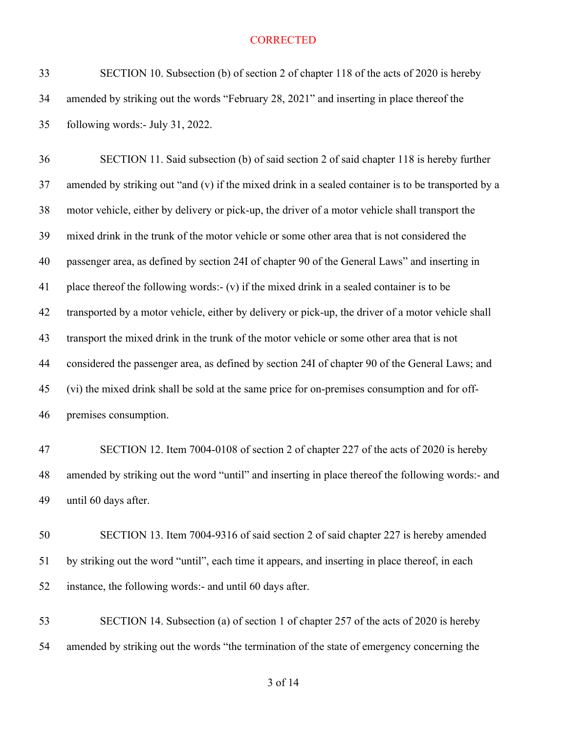CORRECTED

SECTION 10. Subsection (b) of section 2 of chapter 118 of the acts of 2020 is hereby amended by striking out the words “February 28, 2021” and inserting in place thereof the following words:- July 31, 2022.

SECTION 11. Said subsection (b) of said section 2 of said chapter 118 is hereby further amended by striking out “and (v) if the mixed drink in a sealed container is to be transported by a motor vehicle, either by delivery or pick-up, the driver of a motor vehicle shall transport the mixed drink in the trunk of the motor vehicle or some other area that is not considered the passenger area, as defined by section 24I of chapter 90 of the General Laws” and inserting in place thereof the following words:- (v) if the mixed drink in a sealed container is to be transported by a motor vehicle, either by delivery or pick-up, the driver of a motor vehicle shall transport the mixed drink in the trunk of the motor vehicle or some other area that is not considered the passenger area, as defined by section 24I of chapter 90 of the General Laws; and (vi) the mixed drink shall be sold at the same price for on-premises consumption and for off-premises consumption.

SECTION 12. Item 7004-0108 of section 2 of chapter 227 of the acts of 2020 is hereby amended by striking out the word “until” and inserting in place thereof the following words:- and until 60 days after.

SECTION 13. Item 7004-9316 of said section 2 of said chapter 227 is hereby amended by striking out the word “until”, each time it appears, and inserting in place thereof, in each instance, the following words:- and until 60 days after.

SECTION 14. Subsection (a) of section 1 of chapter 257 of the acts of 2020 is hereby amended by striking out the words “the termination of the state of emergency concerning the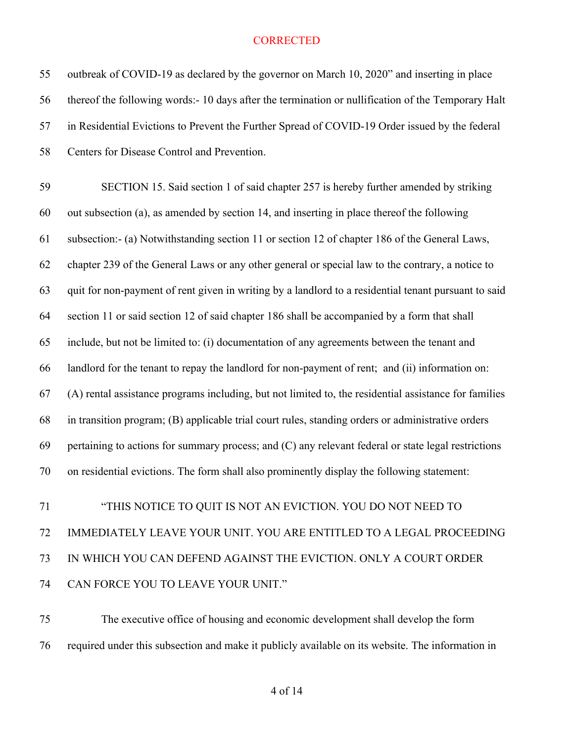CORRECTED

outbreak of COVID-19 as declared by the governor on March 10, 2020" and inserting in place thereof the following words:- 10 days after the termination or nullification of the Temporary Halt in Residential Evictions to Prevent the Further Spread of COVID-19 Order issued by the federal Centers for Disease Control and Prevention.

SECTION 15. Said section 1 of said chapter 257 is hereby further amended by striking out subsection (a), as amended by section 14, and inserting in place thereof the following subsection:- (a) Notwithstanding section 11 or section 12 of chapter 186 of the General Laws, chapter 239 of the General Laws or any other general or special law to the contrary, a notice to quit for non-payment of rent given in writing by a landlord to a residential tenant pursuant to said section 11 or said section 12 of said chapter 186 shall be accompanied by a form that shall include, but not be limited to: (i) documentation of any agreements between the tenant and landlord for the tenant to repay the landlord for non-payment of rent; and (ii) information on: (A) rental assistance programs including, but not limited to, the residential assistance for families in transition program; (B) applicable trial court rules, standing orders or administrative orders pertaining to actions for summary process; and (C) any relevant federal or state legal restrictions on residential evictions. The form shall also prominently display the following statement:

"THIS NOTICE TO QUIT IS NOT AN EVICTION. YOU DO NOT NEED TO IMMEDIATELY LEAVE YOUR UNIT. YOU ARE ENTITLED TO A LEGAL PROCEEDING IN WHICH YOU CAN DEFEND AGAINST THE EVICTION. ONLY A COURT ORDER CAN FORCE YOU TO LEAVE YOUR UNIT."

The executive office of housing and economic development shall develop the form required under this subsection and make it publicly available on its website. The information in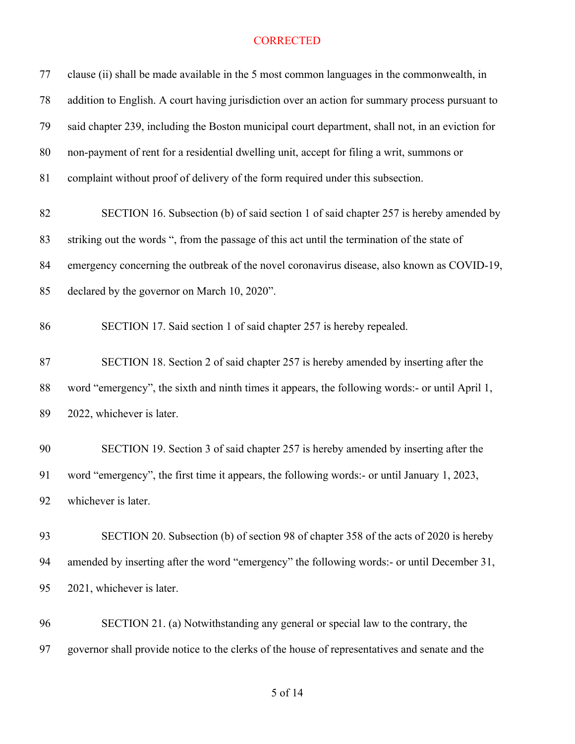CORRECTED

clause (ii) shall be made available in the 5 most common languages in the commonwealth, in addition to English. A court having jurisdiction over an action for summary process pursuant to said chapter 239, including the Boston municipal court department, shall not, in an eviction for non-payment of rent for a residential dwelling unit, accept for filing a writ, summons or complaint without proof of delivery of the form required under this subsection.

SECTION 16. Subsection (b) of said section 1 of said chapter 257 is hereby amended by striking out the words ", from the passage of this act until the termination of the state of emergency concerning the outbreak of the novel coronavirus disease, also known as COVID-19, declared by the governor on March 10, 2020".

SECTION 17. Said section 1 of said chapter 257 is hereby repealed.

SECTION 18. Section 2 of said chapter 257 is hereby amended by inserting after the word "emergency", the sixth and ninth times it appears, the following words:- or until April 1, 2022, whichever is later.

SECTION 19. Section 3 of said chapter 257 is hereby amended by inserting after the word "emergency", the first time it appears, the following words:- or until January 1, 2023, whichever is later.

SECTION 20. Subsection (b) of section 98 of chapter 358 of the acts of 2020 is hereby amended by inserting after the word "emergency" the following words:- or until December 31, 2021, whichever is later.

SECTION 21. (a) Notwithstanding any general or special law to the contrary, the governor shall provide notice to the clerks of the house of representatives and senate and the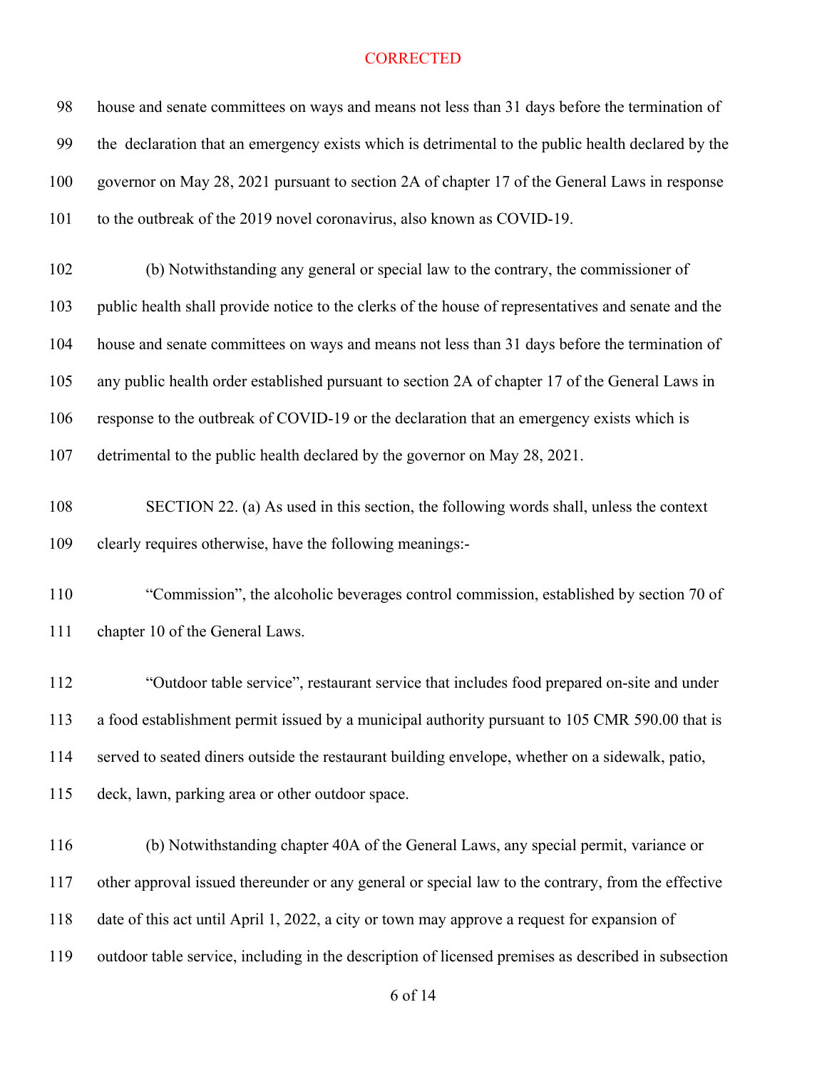house and senate committees on ways and means not less than 31 days before the termination of the declaration that an emergency exists which is detrimental to the public health declared by the governor on May 28, 2021 pursuant to section 2A of chapter 17 of the General Laws in response to the outbreak of the 2019 novel coronavirus, also known as COVID-19.

(b) Notwithstanding any general or special law to the contrary, the commissioner of public health shall provide notice to the clerks of the house of representatives and senate and the house and senate committees on ways and means not less than 31 days before the termination of any public health order established pursuant to section 2A of chapter 17 of the General Laws in response to the outbreak of COVID-19 or the declaration that an emergency exists which is detrimental to the public health declared by the governor on May 28, 2021.

SECTION 22. (a) As used in this section, the following words shall, unless the context clearly requires otherwise, have the following meanings:-

"Commission", the alcoholic beverages control commission, established by section 70 of chapter 10 of the General Laws.

"Outdoor table service", restaurant service that includes food prepared on-site and under a food establishment permit issued by a municipal authority pursuant to 105 CMR 590.00 that is served to seated diners outside the restaurant building envelope, whether on a sidewalk, patio, deck, lawn, parking area or other outdoor space.

(b) Notwithstanding chapter 40A of the General Laws, any special permit, variance or other approval issued thereunder or any general or special law to the contrary, from the effective date of this act until April 1, 2022, a city or town may approve a request for expansion of outdoor table service, including in the description of licensed premises as described in subsection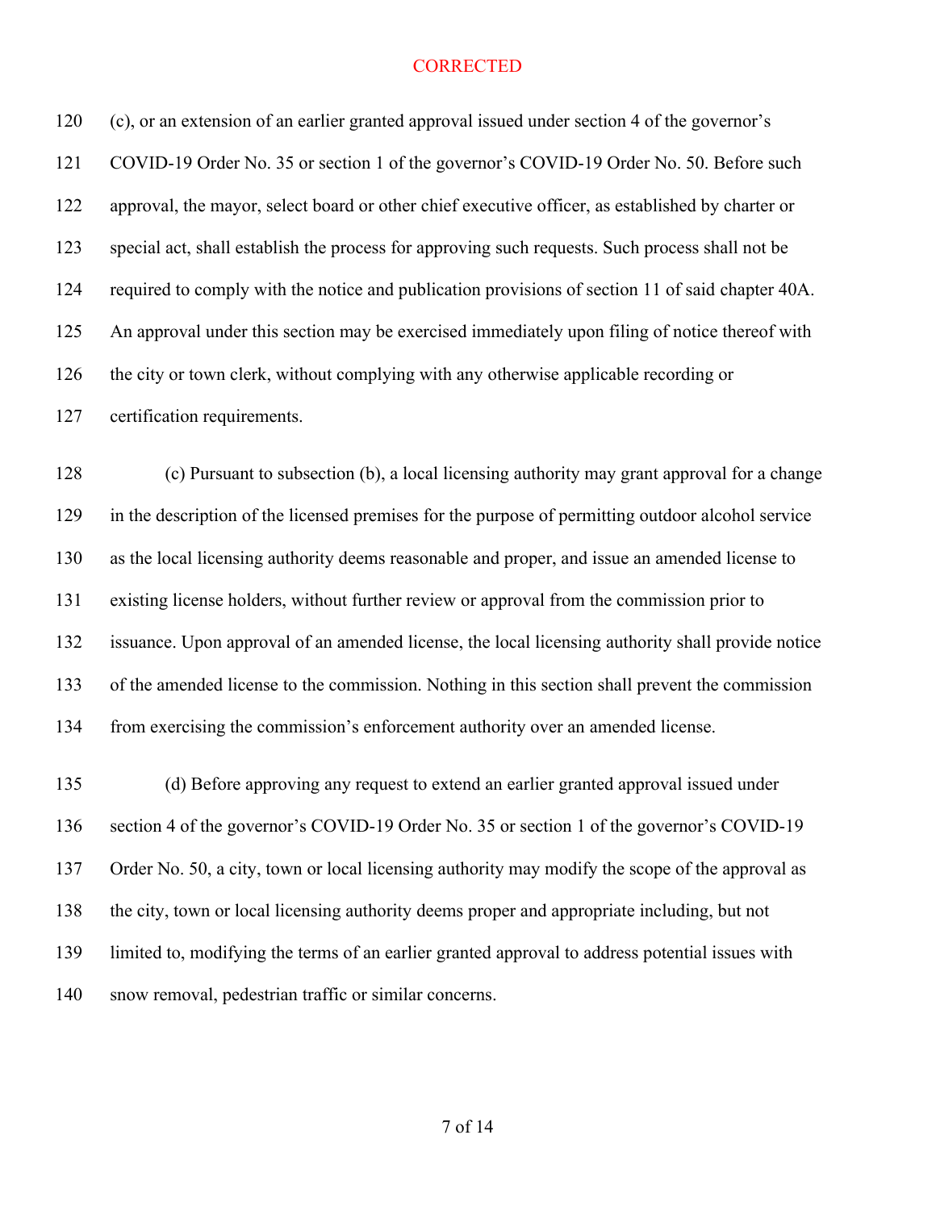CORRECTED

(c), or an extension of an earlier granted approval issued under section 4 of the governor's COVID-19 Order No. 35 or section 1 of the governor's COVID-19 Order No. 50. Before such approval, the mayor, select board or other chief executive officer, as established by charter or special act, shall establish the process for approving such requests. Such process shall not be required to comply with the notice and publication provisions of section 11 of said chapter 40A. An approval under this section may be exercised immediately upon filing of notice thereof with the city or town clerk, without complying with any otherwise applicable recording or certification requirements.

(c) Pursuant to subsection (b), a local licensing authority may grant approval for a change in the description of the licensed premises for the purpose of permitting outdoor alcohol service as the local licensing authority deems reasonable and proper, and issue an amended license to existing license holders, without further review or approval from the commission prior to issuance. Upon approval of an amended license, the local licensing authority shall provide notice of the amended license to the commission. Nothing in this section shall prevent the commission from exercising the commission's enforcement authority over an amended license.

(d) Before approving any request to extend an earlier granted approval issued under section 4 of the governor's COVID-19 Order No. 35 or section 1 of the governor's COVID-19 Order No. 50, a city, town or local licensing authority may modify the scope of the approval as the city, town or local licensing authority deems proper and appropriate including, but not limited to, modifying the terms of an earlier granted approval to address potential issues with snow removal, pedestrian traffic or similar concerns.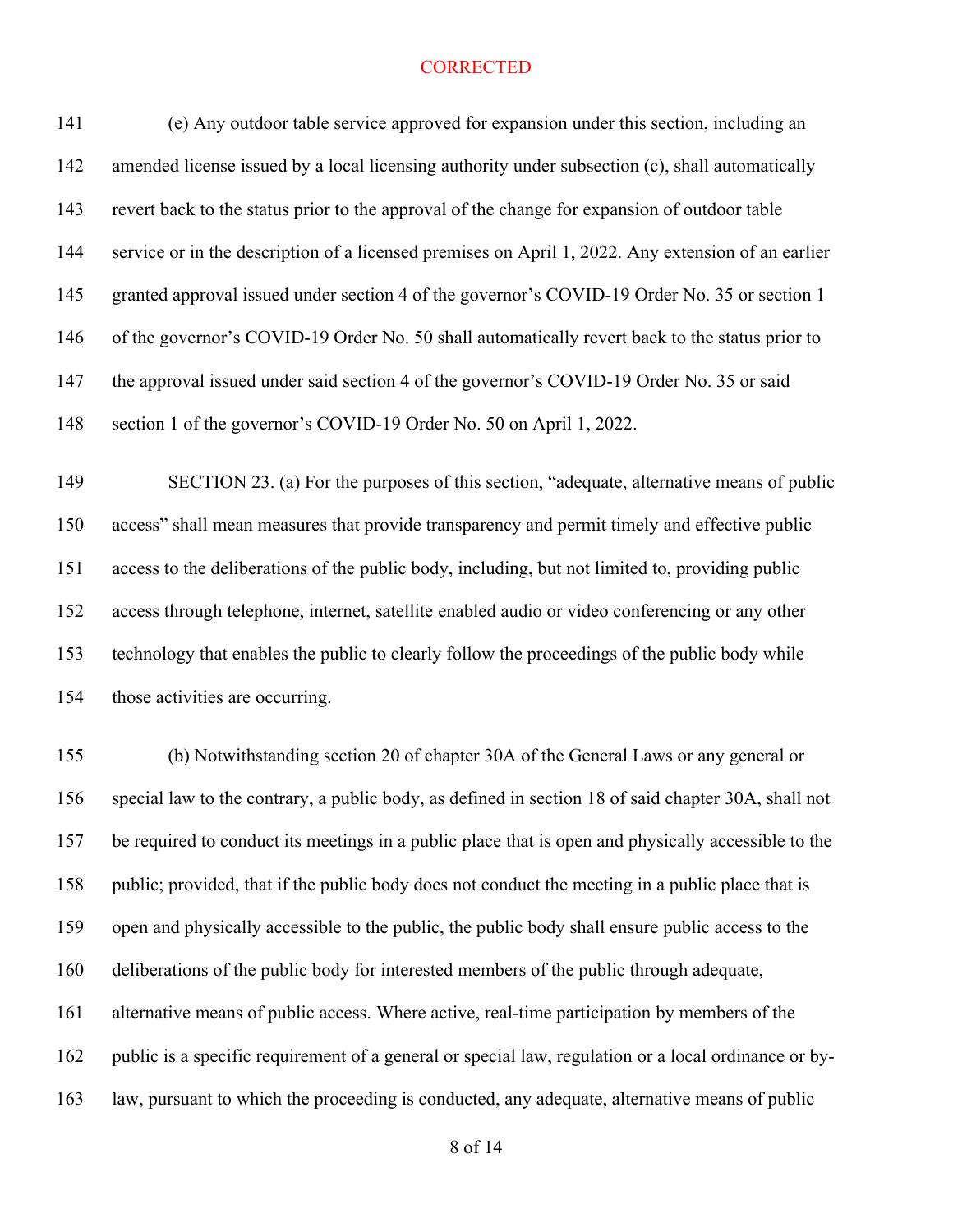CORRECTED

(e) Any outdoor table service approved for expansion under this section, including an amended license issued by a local licensing authority under subsection (c), shall automatically revert back to the status prior to the approval of the change for expansion of outdoor table service or in the description of a licensed premises on April 1, 2022. Any extension of an earlier granted approval issued under section 4 of the governor's COVID-19 Order No. 35 or section 1 of the governor's COVID-19 Order No. 50 shall automatically revert back to the status prior to the approval issued under said section 4 of the governor's COVID-19 Order No. 35 or said section 1 of the governor's COVID-19 Order No. 50 on April 1, 2022.

SECTION 23. (a) For the purposes of this section, "adequate, alternative means of public access" shall mean measures that provide transparency and permit timely and effective public access to the deliberations of the public body, including, but not limited to, providing public access through telephone, internet, satellite enabled audio or video conferencing or any other technology that enables the public to clearly follow the proceedings of the public body while those activities are occurring.

(b) Notwithstanding section 20 of chapter 30A of the General Laws or any general or special law to the contrary, a public body, as defined in section 18 of said chapter 30A, shall not be required to conduct its meetings in a public place that is open and physically accessible to the public; provided, that if the public body does not conduct the meeting in a public place that is open and physically accessible to the public, the public body shall ensure public access to the deliberations of the public body for interested members of the public through adequate, alternative means of public access. Where active, real-time participation by members of the public is a specific requirement of a general or special law, regulation or a local ordinance or by-law, pursuant to which the proceeding is conducted, any adequate, alternative means of public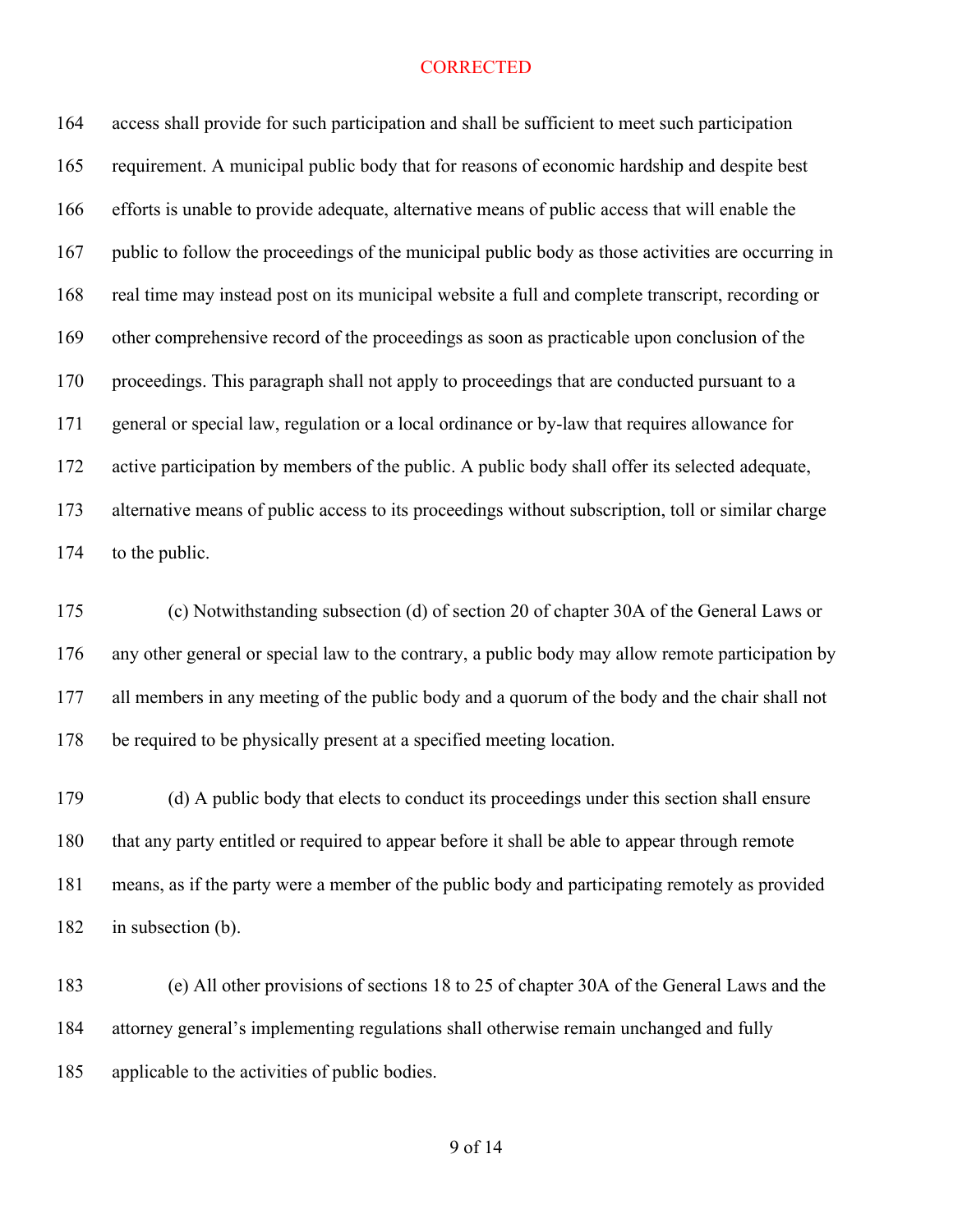CORRECTED

access shall provide for such participation and shall be sufficient to meet such participation requirement. A municipal public body that for reasons of economic hardship and despite best efforts is unable to provide adequate, alternative means of public access that will enable the public to follow the proceedings of the municipal public body as those activities are occurring in real time may instead post on its municipal website a full and complete transcript, recording or other comprehensive record of the proceedings as soon as practicable upon conclusion of the proceedings. This paragraph shall not apply to proceedings that are conducted pursuant to a general or special law, regulation or a local ordinance or by-law that requires allowance for active participation by members of the public. A public body shall offer its selected adequate, alternative means of public access to its proceedings without subscription, toll or similar charge to the public.

(c) Notwithstanding subsection (d) of section 20 of chapter 30A of the General Laws or any other general or special law to the contrary, a public body may allow remote participation by all members in any meeting of the public body and a quorum of the body and the chair shall not be required to be physically present at a specified meeting location.

(d) A public body that elects to conduct its proceedings under this section shall ensure that any party entitled or required to appear before it shall be able to appear through remote means, as if the party were a member of the public body and participating remotely as provided in subsection (b).

(e) All other provisions of sections 18 to 25 of chapter 30A of the General Laws and the attorney general's implementing regulations shall otherwise remain unchanged and fully applicable to the activities of public bodies.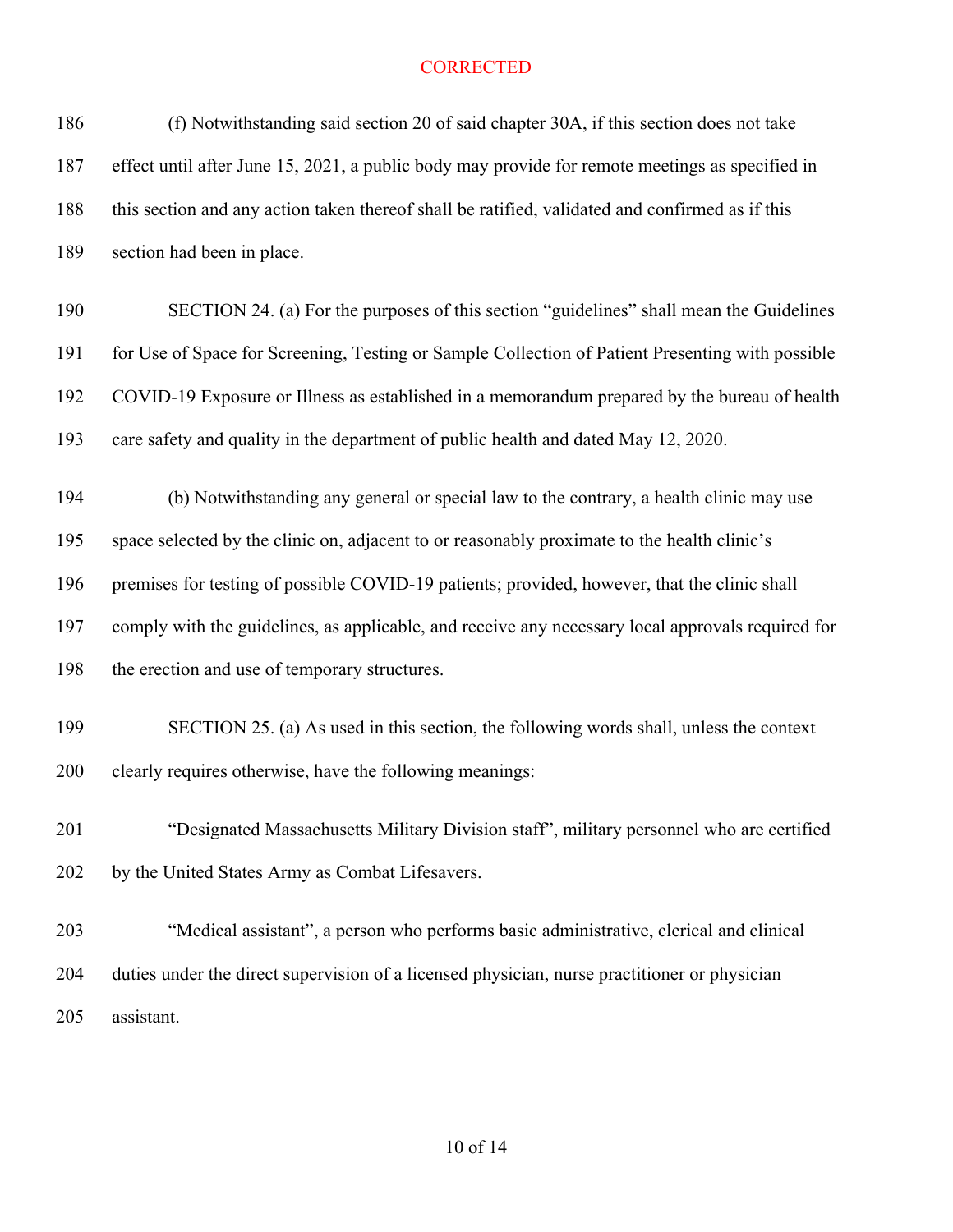CORRECTED

186 (f) Notwithstanding said section 20 of said chapter 30A, if this section does not take
187 effect until after June 15, 2021, a public body may provide for remote meetings as specified in
188 this section and any action taken thereof shall be ratified, validated and confirmed as if this
189 section had been in place.

190 SECTION 24. (a) For the purposes of this section "guidelines" shall mean the Guidelines
191 for Use of Space for Screening, Testing or Sample Collection of Patient Presenting with possible
192 COVID-19 Exposure or Illness as established in a memorandum prepared by the bureau of health
193 care safety and quality in the department of public health and dated May 12, 2020.

194 (b) Notwithstanding any general or special law to the contrary, a health clinic may use
195 space selected by the clinic on, adjacent to or reasonably proximate to the health clinic's
196 premises for testing of possible COVID-19 patients; provided, however, that the clinic shall
197 comply with the guidelines, as applicable, and receive any necessary local approvals required for
198 the erection and use of temporary structures.

199 SECTION 25. (a) As used in this section, the following words shall, unless the context
200 clearly requires otherwise, have the following meanings:

201 "Designated Massachusetts Military Division staff", military personnel who are certified
202 by the United States Army as Combat Lifesavers.

203 "Medical assistant", a person who performs basic administrative, clerical and clinical
204 duties under the direct supervision of a licensed physician, nurse practitioner or physician
205 assistant.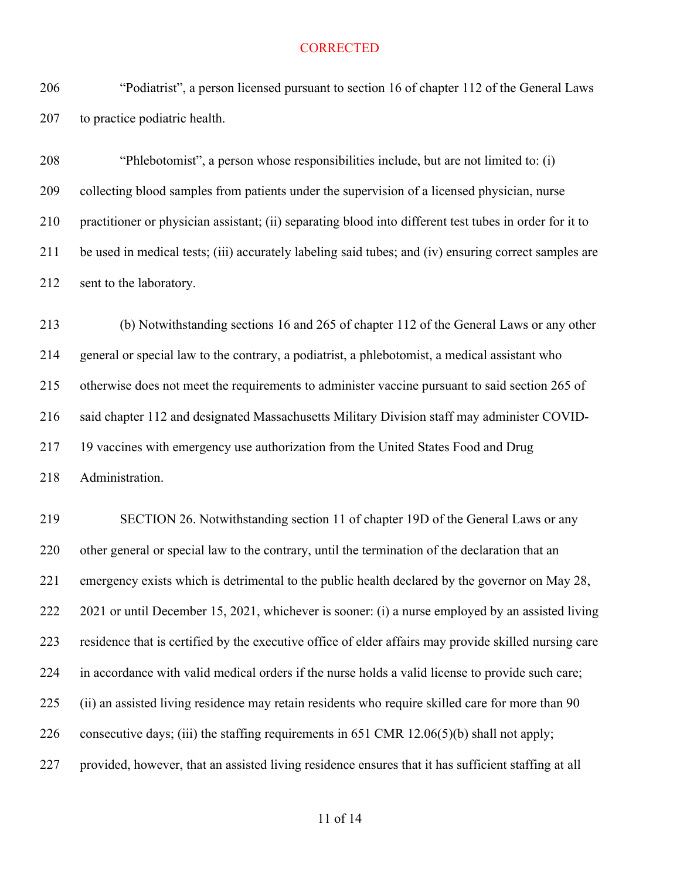CORRECTED

"Podiatrist", a person licensed pursuant to section 16 of chapter 112 of the General Laws to practice podiatric health.

"Phlebotomist", a person whose responsibilities include, but are not limited to: (i) collecting blood samples from patients under the supervision of a licensed physician, nurse practitioner or physician assistant; (ii) separating blood into different test tubes in order for it to be used in medical tests; (iii) accurately labeling said tubes; and (iv) ensuring correct samples are sent to the laboratory.

(b) Notwithstanding sections 16 and 265 of chapter 112 of the General Laws or any other general or special law to the contrary, a podiatrist, a phlebotomist, a medical assistant who otherwise does not meet the requirements to administer vaccine pursuant to said section 265 of said chapter 112 and designated Massachusetts Military Division staff may administer COVID-19 vaccines with emergency use authorization from the United States Food and Drug Administration.

SECTION 26. Notwithstanding section 11 of chapter 19D of the General Laws or any other general or special law to the contrary, until the termination of the declaration that an emergency exists which is detrimental to the public health declared by the governor on May 28, 2021 or until December 15, 2021, whichever is sooner: (i) a nurse employed by an assisted living residence that is certified by the executive office of elder affairs may provide skilled nursing care in accordance with valid medical orders if the nurse holds a valid license to provide such care; (ii) an assisted living residence may retain residents who require skilled care for more than 90 consecutive days; (iii) the staffing requirements in 651 CMR 12.06(5)(b) shall not apply; provided, however, that an assisted living residence ensures that it has sufficient staffing at all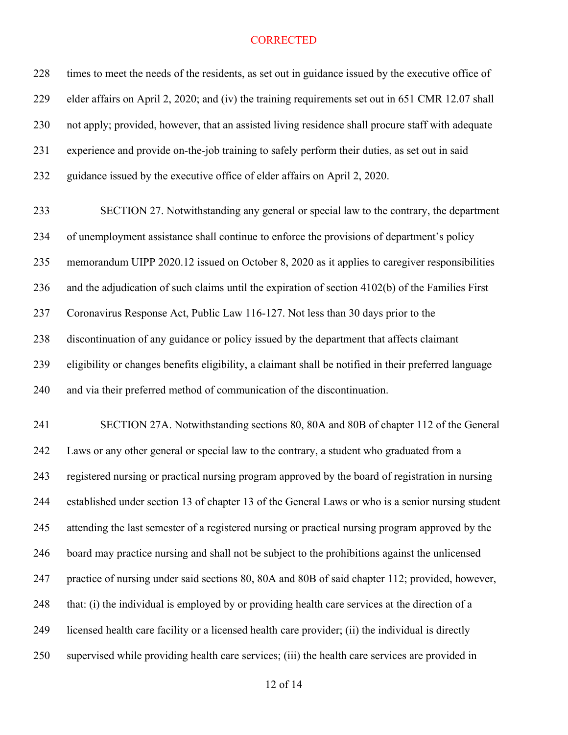CORRECTED

times to meet the needs of the residents, as set out in guidance issued by the executive office of elder affairs on April 2, 2020; and (iv) the training requirements set out in 651 CMR 12.07 shall not apply; provided, however, that an assisted living residence shall procure staff with adequate experience and provide on-the-job training to safely perform their duties, as set out in said guidance issued by the executive office of elder affairs on April 2, 2020.

SECTION 27. Notwithstanding any general or special law to the contrary, the department of unemployment assistance shall continue to enforce the provisions of department's policy memorandum UIPP 2020.12 issued on October 8, 2020 as it applies to caregiver responsibilities and the adjudication of such claims until the expiration of section 4102(b) of the Families First Coronavirus Response Act, Public Law 116-127. Not less than 30 days prior to the discontinuation of any guidance or policy issued by the department that affects claimant eligibility or changes benefits eligibility, a claimant shall be notified in their preferred language and via their preferred method of communication of the discontinuation.

SECTION 27A. Notwithstanding sections 80, 80A and 80B of chapter 112 of the General Laws or any other general or special law to the contrary, a student who graduated from a registered nursing or practical nursing program approved by the board of registration in nursing established under section 13 of chapter 13 of the General Laws or who is a senior nursing student attending the last semester of a registered nursing or practical nursing program approved by the board may practice nursing and shall not be subject to the prohibitions against the unlicensed practice of nursing under said sections 80, 80A and 80B of said chapter 112; provided, however, that: (i) the individual is employed by or providing health care services at the direction of a licensed health care facility or a licensed health care provider; (ii) the individual is directly supervised while providing health care services; (iii) the health care services are provided in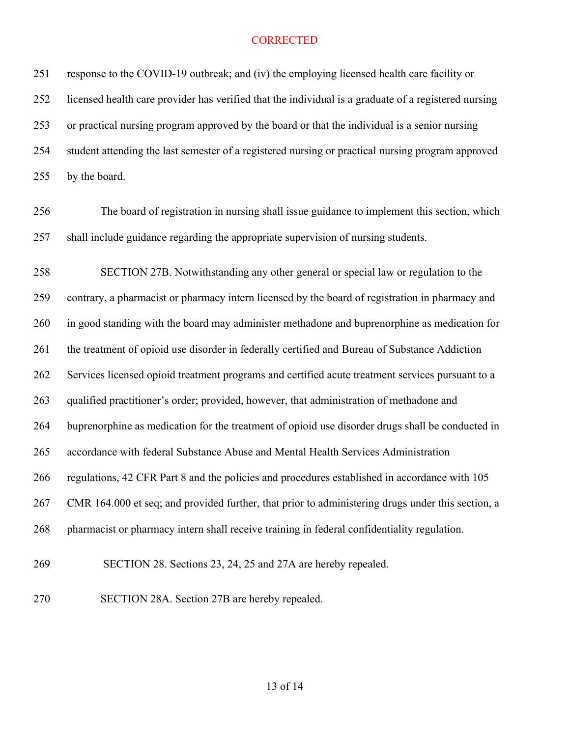CORRECTED

response to the COVID-19 outbreak; and (iv) the employing licensed health care facility or licensed health care provider has verified that the individual is a graduate of a registered nursing or practical nursing program approved by the board or that the individual is a senior nursing student attending the last semester of a registered nursing or practical nursing program approved by the board.

The board of registration in nursing shall issue guidance to implement this section, which shall include guidance regarding the appropriate supervision of nursing students.

SECTION 27B. Notwithstanding any other general or special law or regulation to the contrary, a pharmacist or pharmacy intern licensed by the board of registration in pharmacy and in good standing with the board may administer methadone and buprenorphine as medication for the treatment of opioid use disorder in federally certified and Bureau of Substance Addiction Services licensed opioid treatment programs and certified acute treatment services pursuant to a qualified practitioner's order; provided, however, that administration of methadone and buprenorphine as medication for the treatment of opioid use disorder drugs shall be conducted in accordance with federal Substance Abuse and Mental Health Services Administration regulations, 42 CFR Part 8 and the policies and procedures established in accordance with 105 CMR 164.000 et seq; and provided further, that prior to administering drugs under this section, a pharmacist or pharmacy intern shall receive training in federal confidentiality regulation.

SECTION 28. Sections 23, 24, 25 and 27A are hereby repealed.

SECTION 28A. Section 27B are hereby repealed.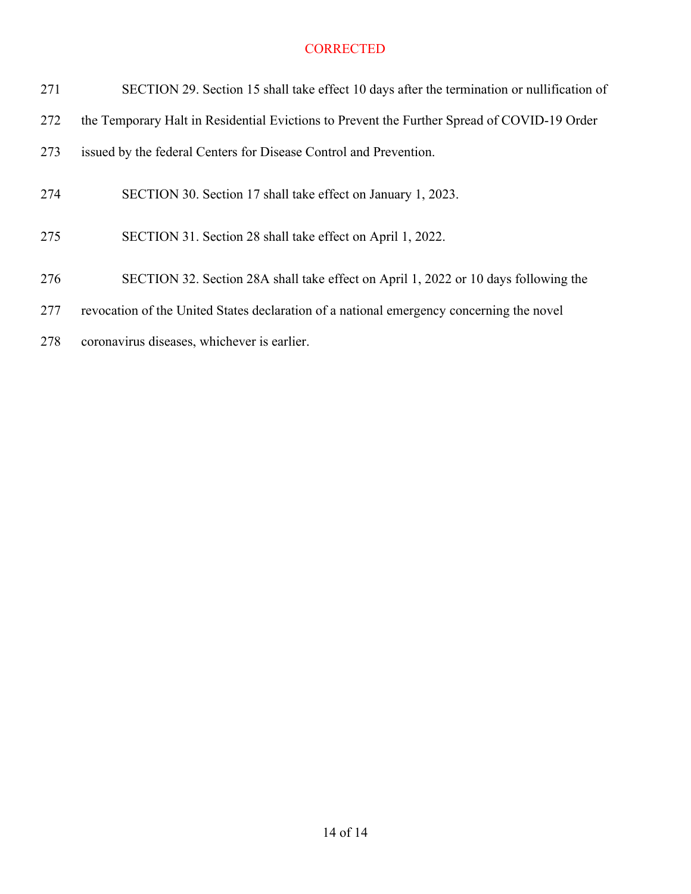CORRECTED

SECTION 29. Section 15 shall take effect 10 days after the termination or nullification of the Temporary Halt in Residential Evictions to Prevent the Further Spread of COVID-19 Order issued by the federal Centers for Disease Control and Prevention.

SECTION 30. Section 17 shall take effect on January 1, 2023.

SECTION 31. Section 28 shall take effect on April 1, 2022.

SECTION 32. Section 28A shall take effect on April 1, 2022 or 10 days following the revocation of the United States declaration of a national emergency concerning the novel coronavirus diseases, whichever is earlier.